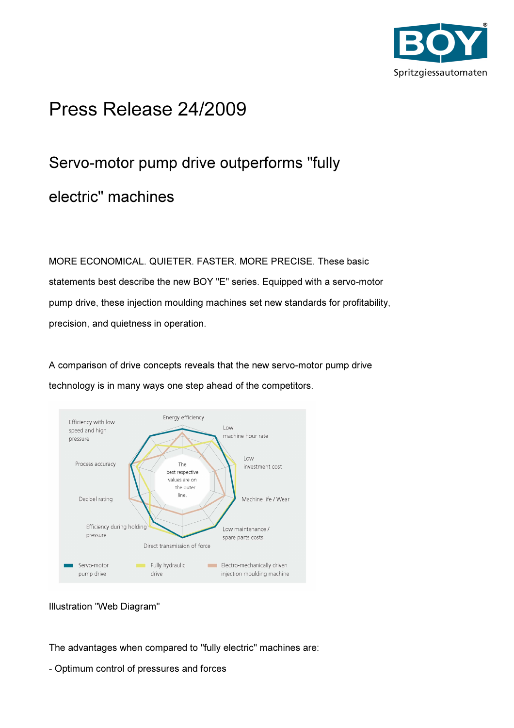# Press Release 24/2009

## Servo-motor pump drive outperforms "fully electric" machines

MORE ECONOMICAL. QUIETER. FASTER. MORE PRECISE. These basic statements best describe the new BOY "E" series. Equipped with a servo-motor pump drive, these injection moulding machines set new standards for profitability, precision, and quietness in operation.

A comparison of drive concepts reveals that the new servo-motor pump drive technology is in many ways one step ahead of the competitors.

Illustration "Web Diagram"

The advantages when compared to "fully electric" machines are:

- Optimum control of pressures and forces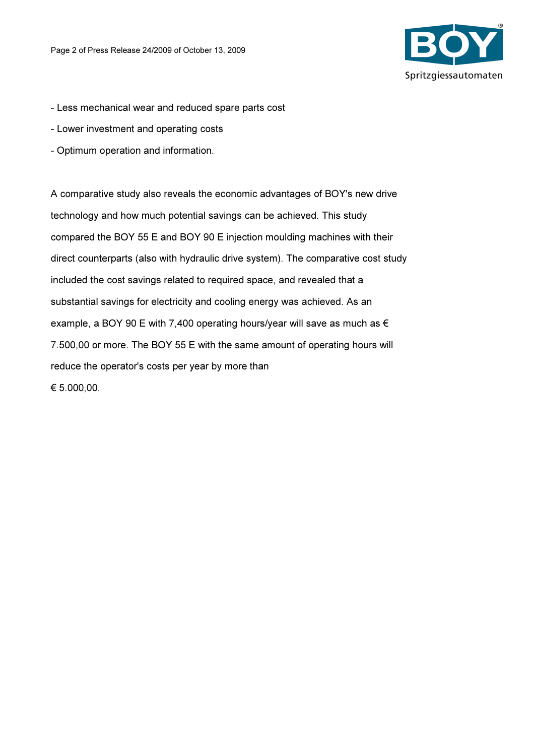- Less mechanical wear and reduced spare parts cost
- Lower investment and operating costs
- Optimum operation and information.

A comparative study also reveals the economic advantages of BOY's new drive technology and how much potential savings can be achieved. This study compared the BOY 55 E and BOY 90 E injection moulding machines with their direct counterparts (also with hydraulic drive system). The comparative cost study included the cost savings related to required space, and revealed that a substantial savings for electricity and cooling energy was achieved. As an example, a BOY 90 E with 7,400 operating hours/year will save as much as € 7.500,00 or more. The BOY 55 E with the same amount of operating hours will reduce the operator's costs per year by more than € 5.000,00.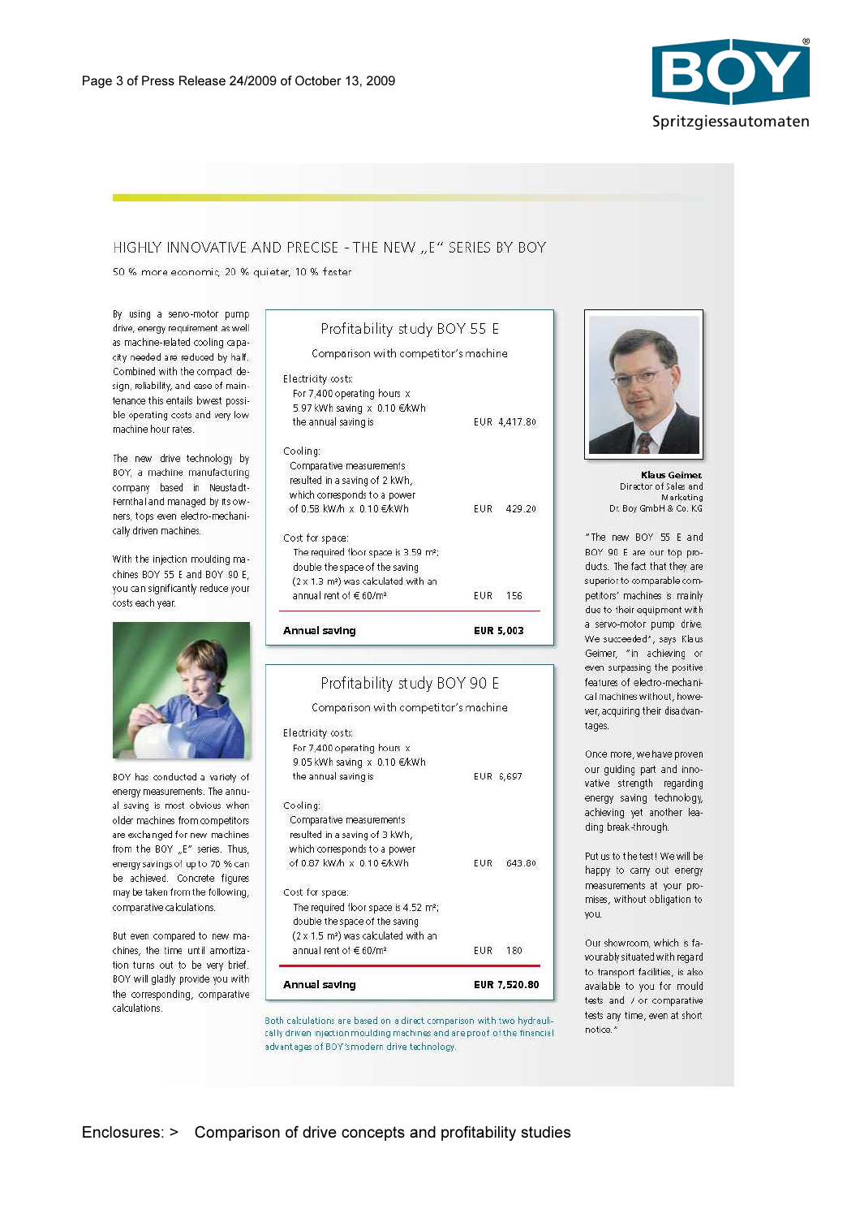## HIGHLY INNOVATIVE AND PRECISE - THE NEW „E" SERIES BY BOY

50 % more economic, 20 % quieter, 10 % faster

By using a servo-motor pump drive, energy requirement as well as machine-related cooling capacity needed are reduced by half. Combined with the compact design, reliability, and ease of maintenance this entails lowest possible operating costs and very low machine hour rates.

The new drive technology by BOY, a machine manufacturing company based in Neustadt-Fernthal and managed by its owners, tops even electro-mechanically driven machines.

With the injection moulding machines BOY 55 E and BOY 90 E, you can significantly reduce your costs each year.

BOY has conducted a variety of energy measurements. The annual saving is most obvious when older machines from competitors are exchanged for new machines from the BOY „E" series. Thus, energy savings of up to 70 % can be achieved. Concrete figures may be taken from the following, comparative calculations.

But even compared to new machines, the time until amortization turns out to be very brief. BOY will gladly provide you with the corresponding, comparative calculations.

### Profitability study BOY 55 E

Comparison with competitor's machine

| | |
|---|---|
| Electricity costs:<br>For 7,400 operating hours x 5.97 kWh saving x 0.10 €/kWh the annual saving is | EUR 4,417.80 |
| Cooling:<br>Comparative measurements resulted in a saving of 2 kWh, which corresponds to a power of 0.58 kW/h x 0.10 €/kWh | EUR 429.20 |
| Cost for space:<br>The required floor space is 3.59 m²; double the space of the saving (2 x 1.3 m²) was calculated with an annual rent of € 60/m² | EUR 156 |
| **Annual saving** | **EUR 5,003** |

### Profitability study BOY 90 E

Comparison with competitor's machine

| | |
|---|---|
| Electricity costs:<br>For 7,400 operating hours x 9.05 kWh saving x 0.10 €/kWh the annual saving is | EUR 6,697 |
| Cooling:<br>Comparative measurements resulted in a saving of 3 kWh, which corresponds to a power of 0.87 kW/h x 0.10 €/kWh | EUR 643.80 |
| Cost for space:<br>The required floor space is 4.52 m²; double the space of the saving (2 x 1.5 m²) was calculated with an annual rent of € 60/m² | EUR 180 |
| **Annual saving** | **EUR 7,520.80** |

Both calculations are based on a direct comparison with two hydraulically driven injection moulding machines and are proof of the financial advantages of BOY's modern drive technology.

**Klaus Geimer,**
Director of Sales and Marketing
Dr. Boy GmbH & Co. KG

"The new BOY 55 E and BOY 90 E are our top products. The fact that they are superior to comparable competitors' machines is mainly due to their equipment with a servo-motor pump drive. We succeeded", says Klaus Geimer, "in achieving or even surpassing the positive features of electro-mechanical machines without, however, acquiring their disadvantages.

Once more, we have proven our guiding part and innovative strength regarding energy saving technology, achieving yet another leading break-through.

Put us to the test! We will be happy to carry out energy measurements at your premises, without obligation to you.

Our showroom, which is favourably situated with regard to transport facilities, is also available to you for mould tests and / or comparative tests any time, even at short notice."

Enclosures: > Comparison of drive concepts and profitability studies